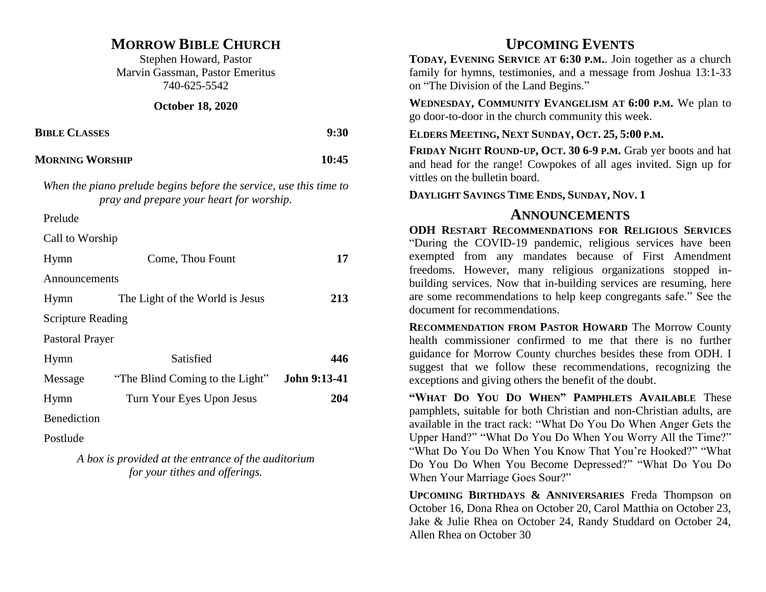# Morrow Bible Church

Stephen Howard, Pastor
Marvin Gassman, Pastor Emeritus
740-625-5542

**October 18, 2020**

**Bible Classes** **9:30**

**Morning Worship** **10:45**

*When the piano prelude begins before the service, use this time to pray and prepare your heart for worship.*

| | | |
|---|---|---|
| Prelude | | |
| Call to Worship | | |
| Hymn | Come, Thou Fount | **17** |
| Announcements | | |
| Hymn | The Light of the World is Jesus | **213** |
| Scripture Reading | | |
| Pastoral Prayer | | |
| Hymn | Satisfied | **446** |
| Message | "The Blind Coming to the Light" | **John 9:13-41** |
| Hymn | Turn Your Eyes Upon Jesus | **204** |
| Benediction | | |
| Postlude | | |

*A box is provided at the entrance of the auditorium for your tithes and offerings.*

## Upcoming Events

**Today, Evening Service at 6:30 p.m.**. Join together as a church family for hymns, testimonies, and a message from Joshua 13:1-33 on "The Division of the Land Begins."

**Wednesday, Community Evangelism at 6:00 p.m.** We plan to go door-to-door in the church community this week.

**Elders Meeting, Next Sunday, Oct. 25, 5:00 p.m.**

**Friday Night Round-up, Oct. 30 6-9 p.m.** Grab yer boots and hat and head for the range! Cowpokes of all ages invited. Sign up for vittles on the bulletin board.

**Daylight Savings Time Ends, Sunday, Nov. 1**

## Announcements

**ODH Restart Recommendations for Religious Services** "During the COVID-19 pandemic, religious services have been exempted from any mandates because of First Amendment freedoms. However, many religious organizations stopped in-building services. Now that in-building services are resuming, here are some recommendations to help keep congregants safe." See the document for recommendations.

**Recommendation from Pastor Howard** The Morrow County health commissioner confirmed to me that there is no further guidance for Morrow County churches besides these from ODH. I suggest that we follow these recommendations, recognizing the exceptions and giving others the benefit of the doubt.

**"What Do You Do When" Pamphlets Available** These pamphlets, suitable for both Christian and non-Christian adults, are available in the tract rack: "What Do You Do When Anger Gets the Upper Hand?" "What Do You Do When You Worry All the Time?" "What Do You Do When You Know That You're Hooked?" "What Do You Do When You Become Depressed?" "What Do You Do When Your Marriage Goes Sour?"

**Upcoming Birthdays & Anniversaries** Freda Thompson on October 16, Dona Rhea on October 20, Carol Matthia on October 23, Jake & Julie Rhea on October 24, Randy Studdard on October 24, Allen Rhea on October 30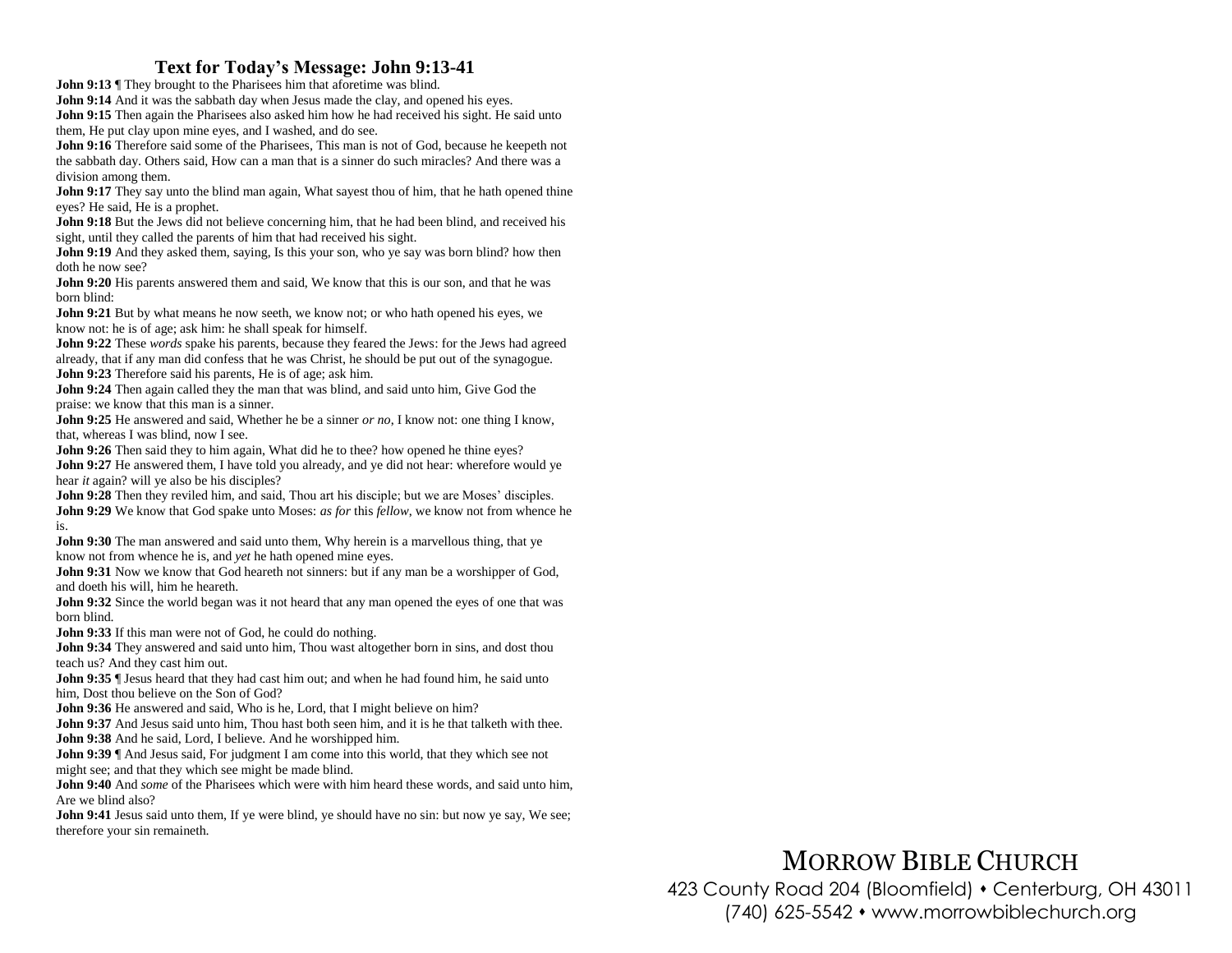## Text for Today's Message: John 9:13-41

**John 9:13** ¶ They brought to the Pharisees him that aforetime was blind.

**John 9:14** And it was the sabbath day when Jesus made the clay, and opened his eyes.

**John 9:15** Then again the Pharisees also asked him how he had received his sight. He said unto them, He put clay upon mine eyes, and I washed, and do see.

**John 9:16** Therefore said some of the Pharisees, This man is not of God, because he keepeth not the sabbath day. Others said, How can a man that is a sinner do such miracles? And there was a division among them.

**John 9:17** They say unto the blind man again, What sayest thou of him, that he hath opened thine eyes? He said, He is a prophet.

**John 9:18** But the Jews did not believe concerning him, that he had been blind, and received his sight, until they called the parents of him that had received his sight.

**John 9:19** And they asked them, saying, Is this your son, who ye say was born blind? how then doth he now see?

**John 9:20** His parents answered them and said, We know that this is our son, and that he was born blind:

**John 9:21** But by what means he now seeth, we know not; or who hath opened his eyes, we know not: he is of age; ask him: he shall speak for himself.

**John 9:22** These *words* spake his parents, because they feared the Jews: for the Jews had agreed already, that if any man did confess that he was Christ, he should be put out of the synagogue.

**John 9:23** Therefore said his parents, He is of age; ask him.

**John 9:24** Then again called they the man that was blind, and said unto him, Give God the praise: we know that this man is a sinner.

**John 9:25** He answered and said, Whether he be a sinner *or no*, I know not: one thing I know, that, whereas I was blind, now I see.

**John 9:26** Then said they to him again, What did he to thee? how opened he thine eyes?

**John 9:27** He answered them, I have told you already, and ye did not hear: wherefore would ye hear *it* again? will ye also be his disciples?

**John 9:28** Then they reviled him, and said, Thou art his disciple; but we are Moses' disciples.

**John 9:29** We know that God spake unto Moses: *as for* this *fellow*, we know not from whence he is.

**John 9:30** The man answered and said unto them, Why herein is a marvellous thing, that ye know not from whence he is, and *yet* he hath opened mine eyes.

**John 9:31** Now we know that God heareth not sinners: but if any man be a worshipper of God, and doeth his will, him he heareth.

**John 9:32** Since the world began was it not heard that any man opened the eyes of one that was born blind.

**John 9:33** If this man were not of God, he could do nothing.

**John 9:34** They answered and said unto him, Thou wast altogether born in sins, and dost thou teach us? And they cast him out.

**John 9:35** ¶ Jesus heard that they had cast him out; and when he had found him, he said unto him, Dost thou believe on the Son of God?

**John 9:36** He answered and said, Who is he, Lord, that I might believe on him?

**John 9:37** And Jesus said unto him, Thou hast both seen him, and it is he that talketh with thee.

**John 9:38** And he said, Lord, I believe. And he worshipped him.

**John 9:39** ¶ And Jesus said, For judgment I am come into this world, that they which see not might see; and that they which see might be made blind.

**John 9:40** And *some* of the Pharisees which were with him heard these words, and said unto him, Are we blind also?

**John 9:41** Jesus said unto them, If ye were blind, ye should have no sin: but now ye say, We see; therefore your sin remaineth.

# MORROW BIBLE CHURCH

423 County Road 204 (Bloomfield) • Centerburg, OH 43011
(740) 625-5542 • www.morrowbiblechurch.org